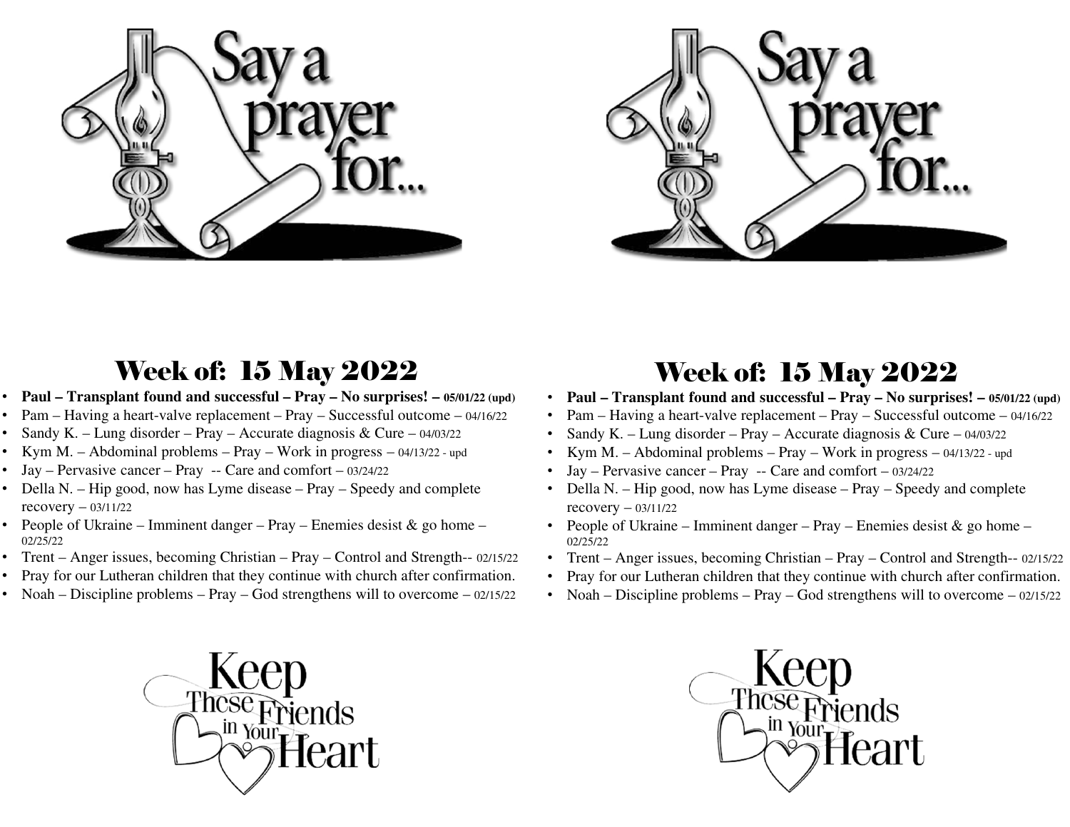Say a prayer for...

## Week of: 15 May 2022

- **Paul – Transplant found and successful – Pray – No surprises! – 05/01/22 (upd)**
- Pam – Having a heart-valve replacement – Pray – Successful outcome – 04/16/22
- Sandy K. – Lung disorder – Pray – Accurate diagnosis & Cure – 04/03/22
- Kym M. – Abdominal problems – Pray – Work in progress – 04/13/22 - upd
- Jay – Pervasive cancer – Pray -- Care and comfort – 03/24/22
- Della N. – Hip good, now has Lyme disease – Pray – Speedy and complete recovery – 03/11/22
- People of Ukraine – Imminent danger – Pray – Enemies desist & go home – 02/25/22
- Trent – Anger issues, becoming Christian – Pray – Control and Strength-- 02/15/22
- Pray for our Lutheran children that they continue with church after confirmation.
- Noah – Discipline problems – Pray – God strengthens will to overcome – 02/15/22

Keep These Friends in Your Heart

Say a prayer for...

## Week of: 15 May 2022

- **Paul – Transplant found and successful – Pray – No surprises! – 05/01/22 (upd)**
- Pam – Having a heart-valve replacement – Pray – Successful outcome – 04/16/22
- Sandy K. – Lung disorder – Pray – Accurate diagnosis & Cure – 04/03/22
- Kym M. – Abdominal problems – Pray – Work in progress – 04/13/22 - upd
- Jay – Pervasive cancer – Pray -- Care and comfort – 03/24/22
- Della N. – Hip good, now has Lyme disease – Pray – Speedy and complete recovery – 03/11/22
- People of Ukraine – Imminent danger – Pray – Enemies desist & go home – 02/25/22
- Trent – Anger issues, becoming Christian – Pray – Control and Strength-- 02/15/22
- Pray for our Lutheran children that they continue with church after confirmation.
- Noah – Discipline problems – Pray – God strengthens will to overcome – 02/15/22

Keep These Friends in Your Heart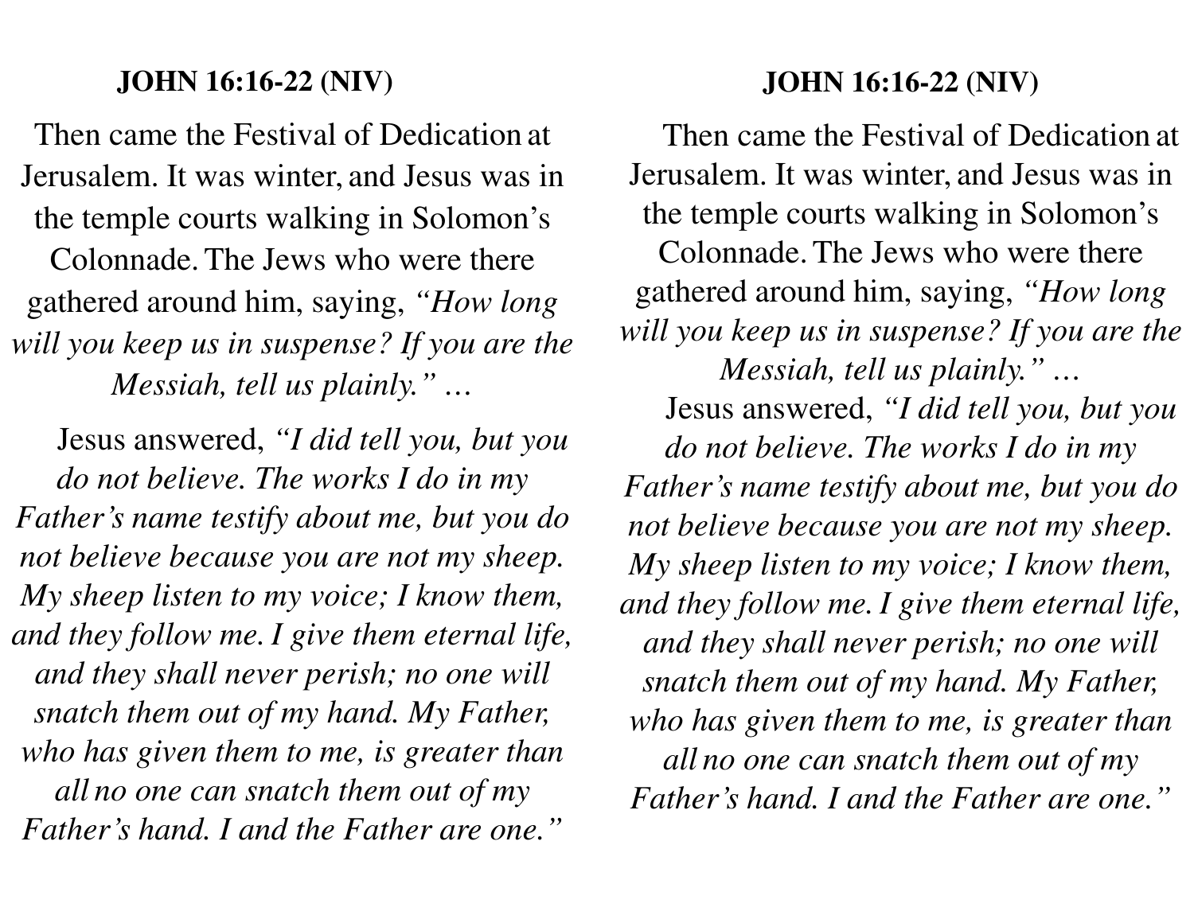**JOHN 16:16-22 (NIV)**

Then came the Festival of Dedication at Jerusalem. It was winter, and Jesus was in the temple courts walking in Solomon's Colonnade. The Jews who were there gathered around him, saying, *"How long will you keep us in suspense? If you are the Messiah, tell us plainly."* …

Jesus answered, *"I did tell you, but you do not believe. The works I do in my Father's name testify about me, but you do not believe because you are not my sheep. My sheep listen to my voice; I know them, and they follow me. I give them eternal life, and they shall never perish; no one will snatch them out of my hand. My Father, who has given them to me, is greater than all no one can snatch them out of my Father's hand. I and the Father are one."*

**JOHN 16:16-22 (NIV)**

Then came the Festival of Dedication at Jerusalem. It was winter, and Jesus was in the temple courts walking in Solomon's Colonnade. The Jews who were there gathered around him, saying, *"How long will you keep us in suspense? If you are the Messiah, tell us plainly."* …

Jesus answered, *"I did tell you, but you do not believe. The works I do in my Father's name testify about me, but you do not believe because you are not my sheep. My sheep listen to my voice; I know them, and they follow me. I give them eternal life, and they shall never perish; no one will snatch them out of my hand. My Father, who has given them to me, is greater than all no one can snatch them out of my Father's hand. I and the Father are one."*